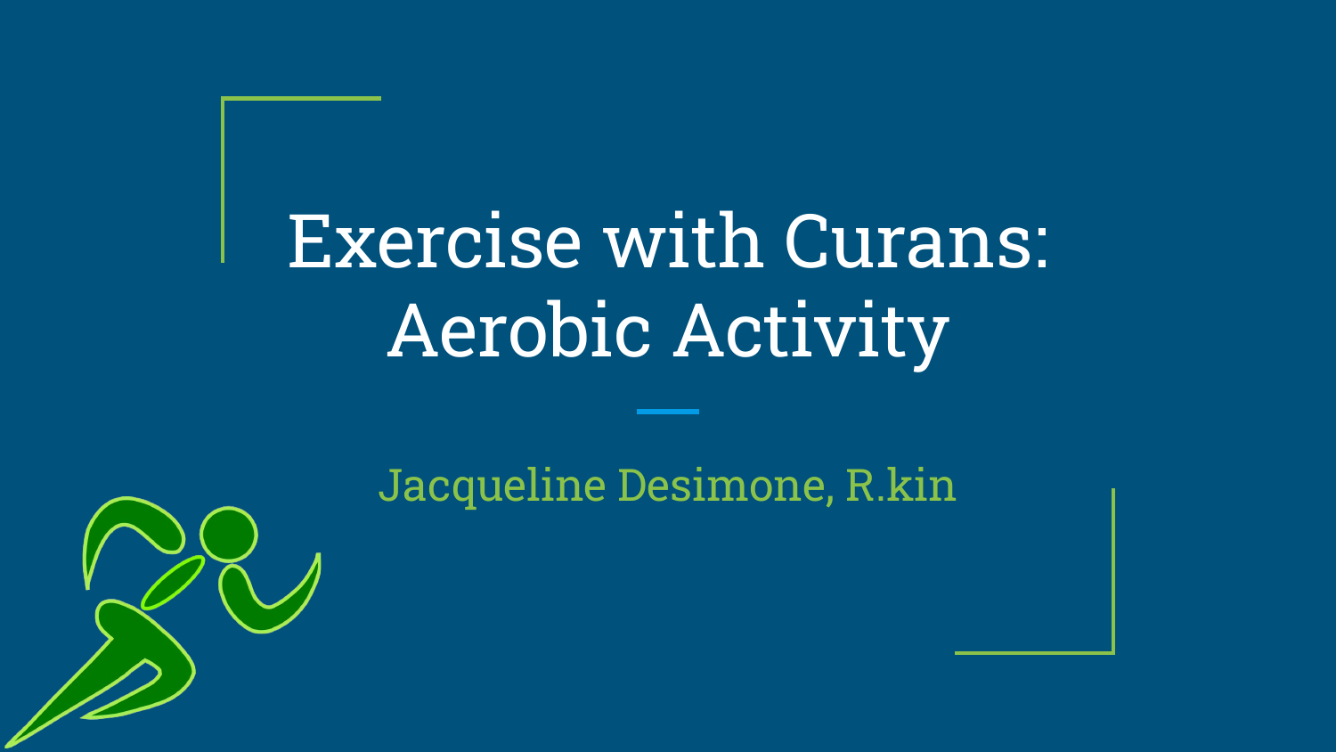# Exercise with Curans: Aerobic Activity

Jacqueline Desimone, R.kin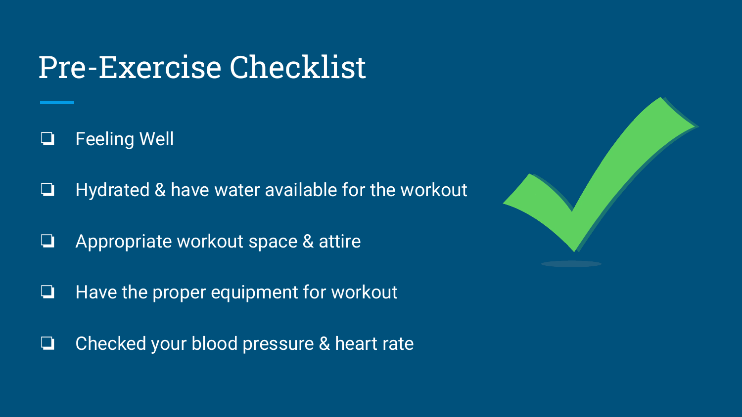# Pre-Exercise Checklist

- [ ] Feeling Well
- [ ] Hydrated & have water available for the workout
- [ ] Appropriate workout space & attire
- [ ] Have the proper equipment for workout
- [ ] Checked your blood pressure & heart rate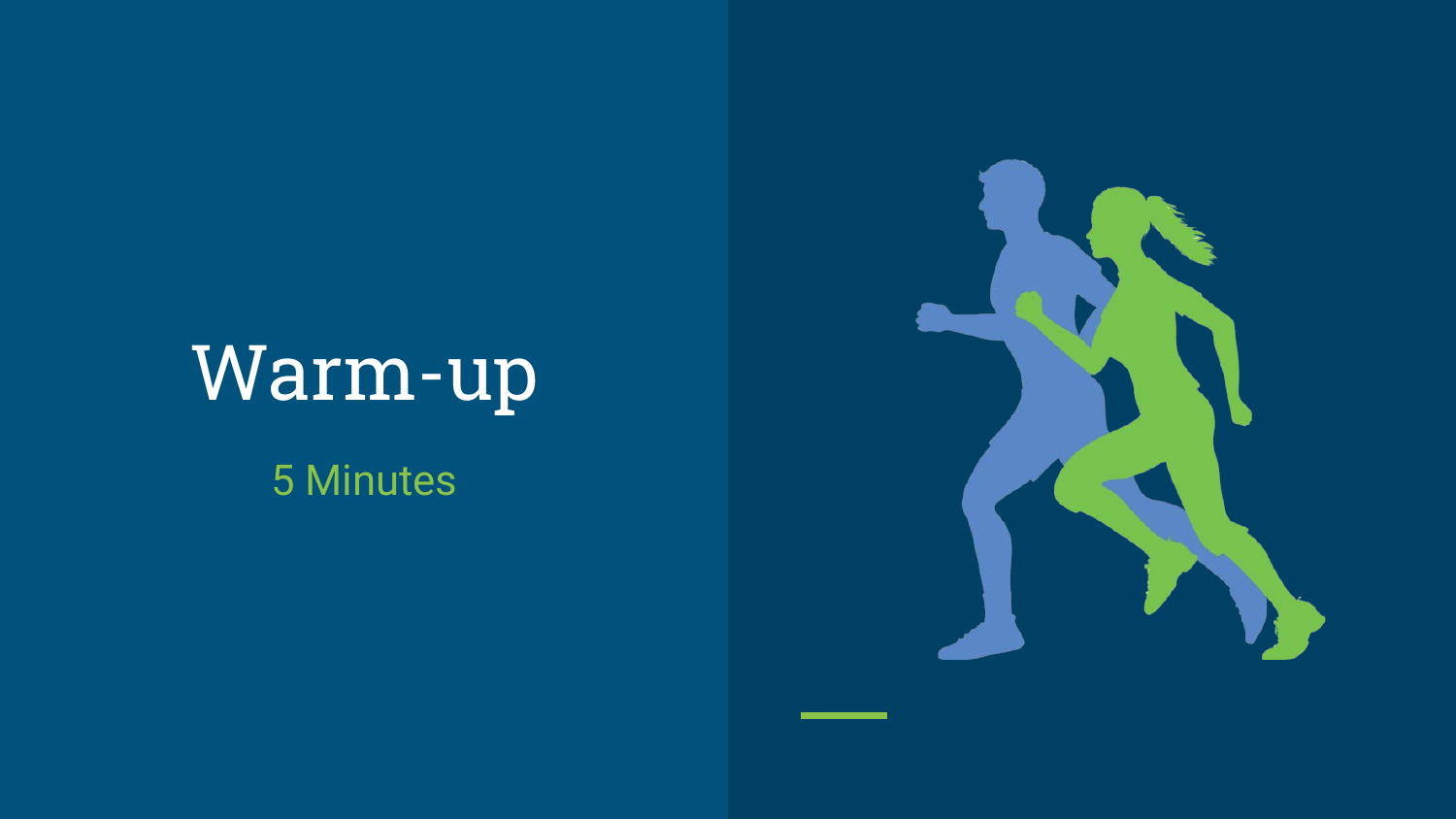# Warm-up

5 Minutes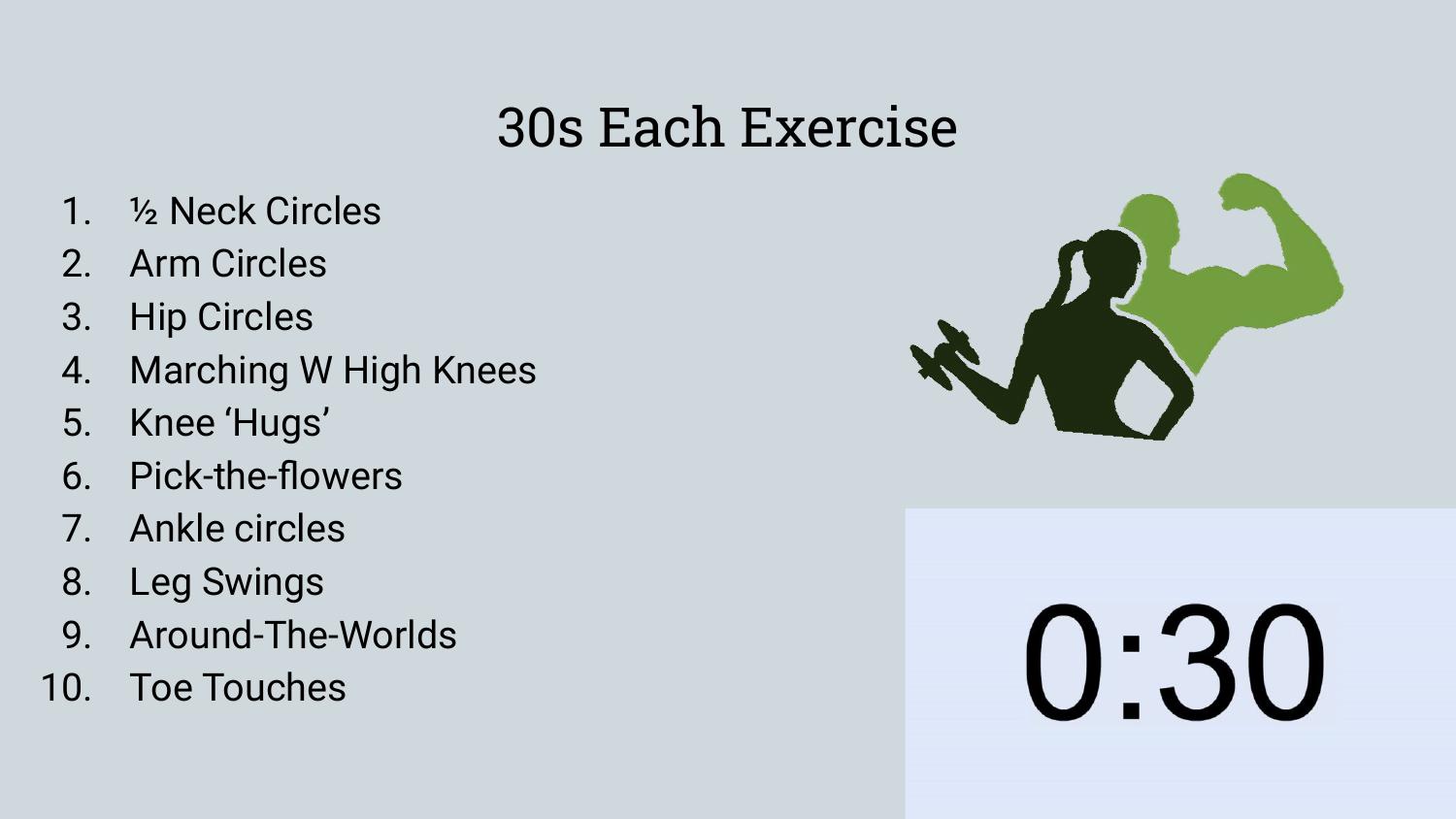# 30s Each Exercise

1. ½ Neck Circles
2. Arm Circles
3. Hip Circles
4. Marching W High Knees
5. Knee 'Hugs'
6. Pick-the-flowers
7. Ankle circles
8. Leg Swings
9. Around-The-Worlds
10. Toe Touches

0:30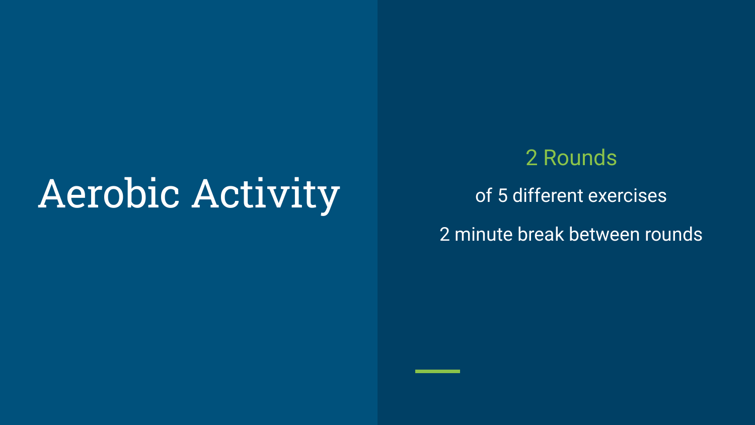# Aerobic Activity

2 Rounds

of 5 different exercises

2 minute break between rounds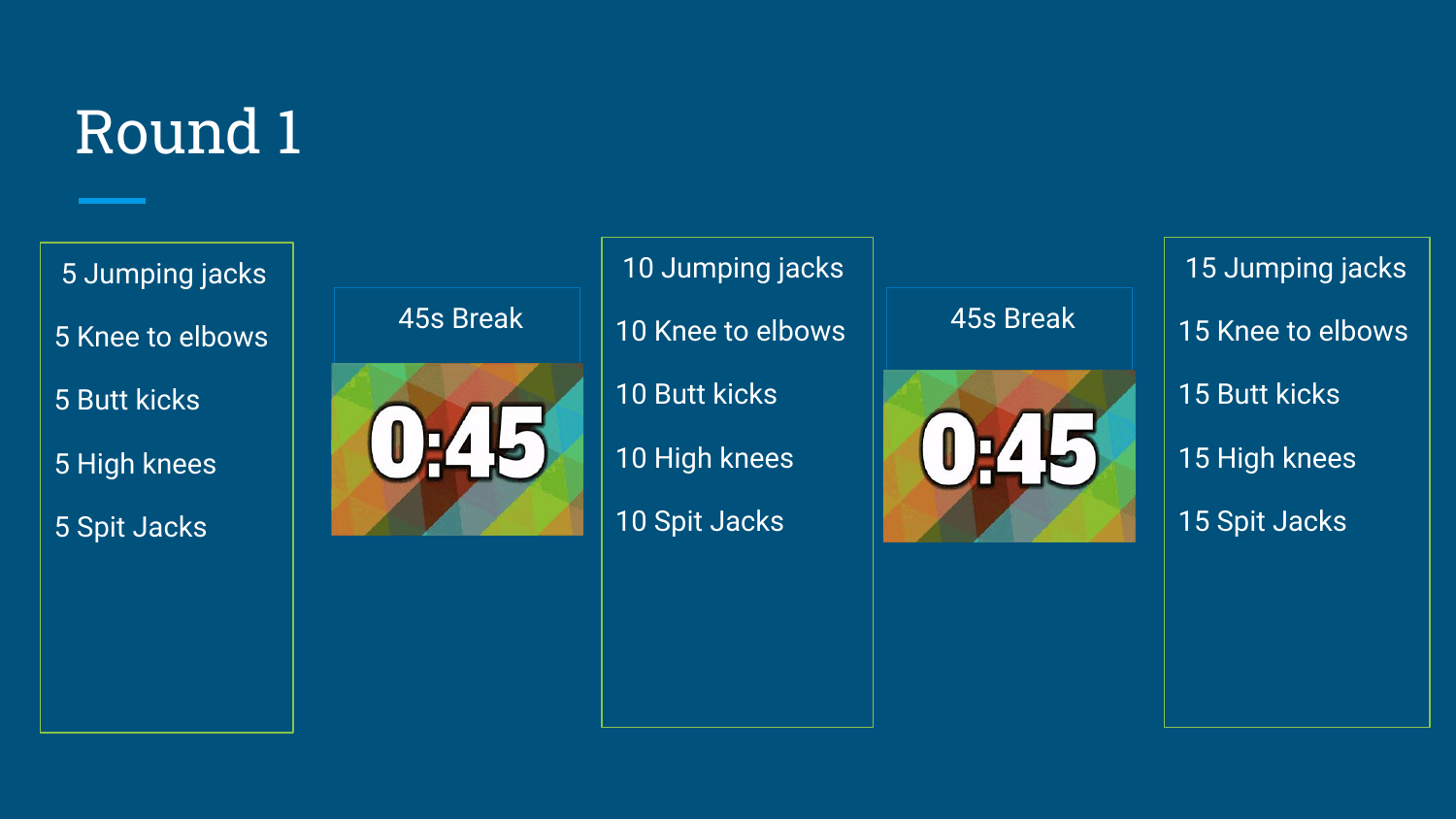# Round 1

5 Jumping jacks

5 Knee to elbows

5 Butt kicks

5 High knees

5 Spit Jacks

45s Break

0:45

10 Jumping jacks

10 Knee to elbows

10 Butt kicks

10 High knees

10 Spit Jacks

45s Break

0:45

15 Jumping jacks

15 Knee to elbows

15 Butt kicks

15 High knees

15 Spit Jacks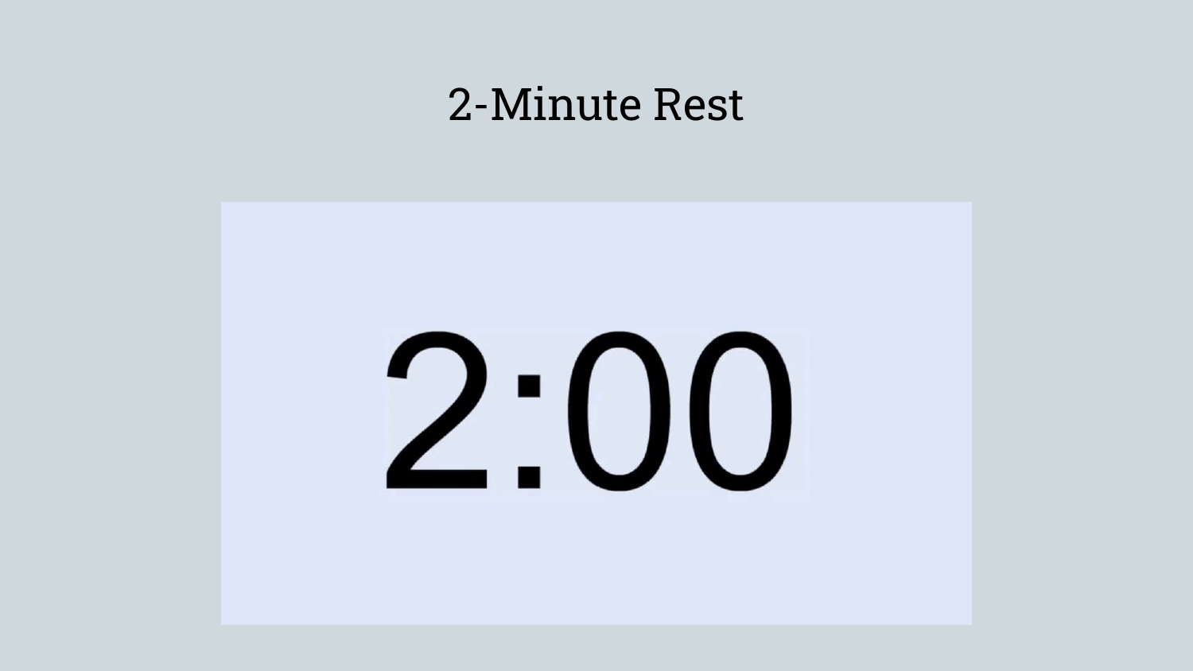# 2-Minute Rest

2:00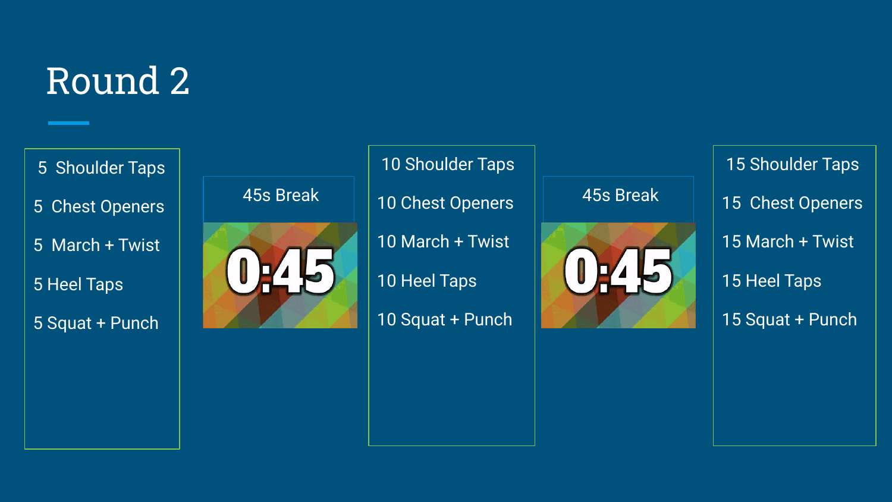# Round 2

5 Shoulder Taps

5 Chest Openers

5 March + Twist

5 Heel Taps

5 Squat + Punch

45s Break

0:45

10 Shoulder Taps

10 Chest Openers

10 March + Twist

10 Heel Taps

10 Squat + Punch

45s Break

0:45

15 Shoulder Taps

15 Chest Openers

15 March + Twist

15 Heel Taps

15 Squat + Punch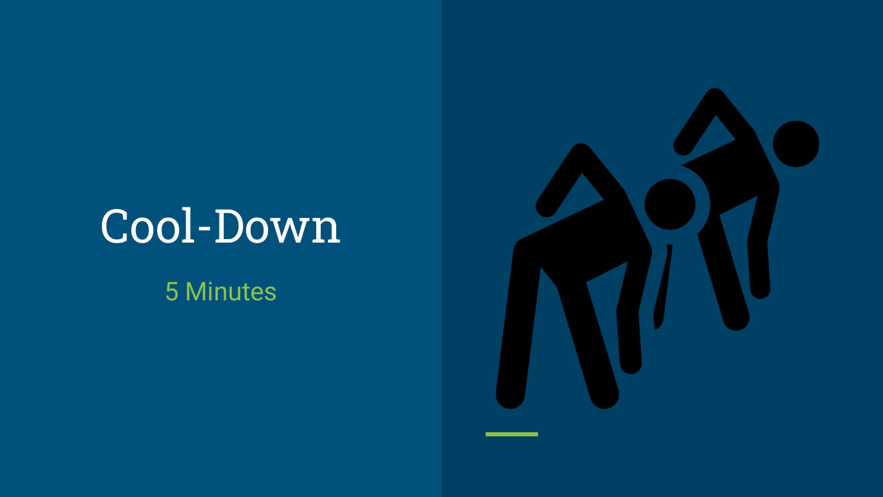# Cool-Down

5 Minutes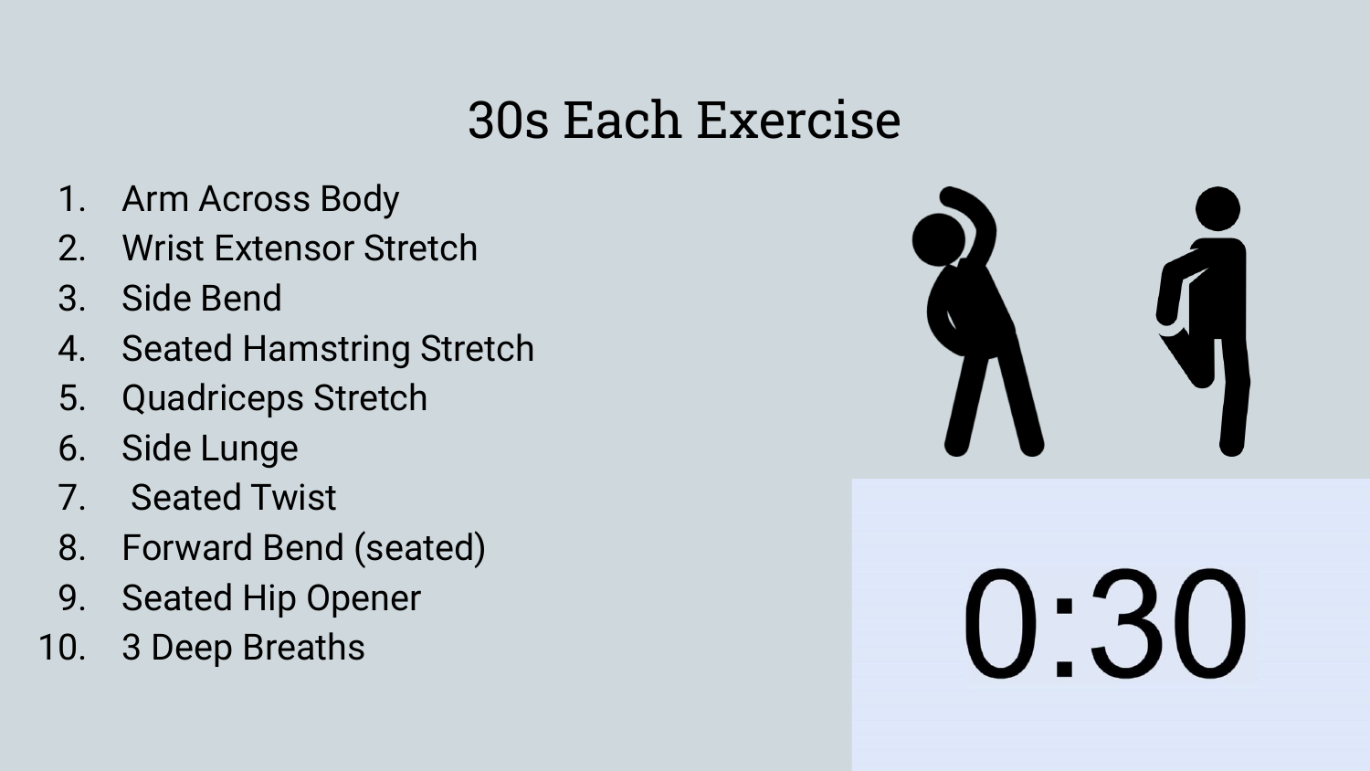# 30s Each Exercise

1. Arm Across Body
2. Wrist Extensor Stretch
3. Side Bend
4. Seated Hamstring Stretch
5. Quadriceps Stretch
6. Side Lunge
7. Seated Twist
8. Forward Bend (seated)
9. Seated Hip Opener
10. 3 Deep Breaths

0:30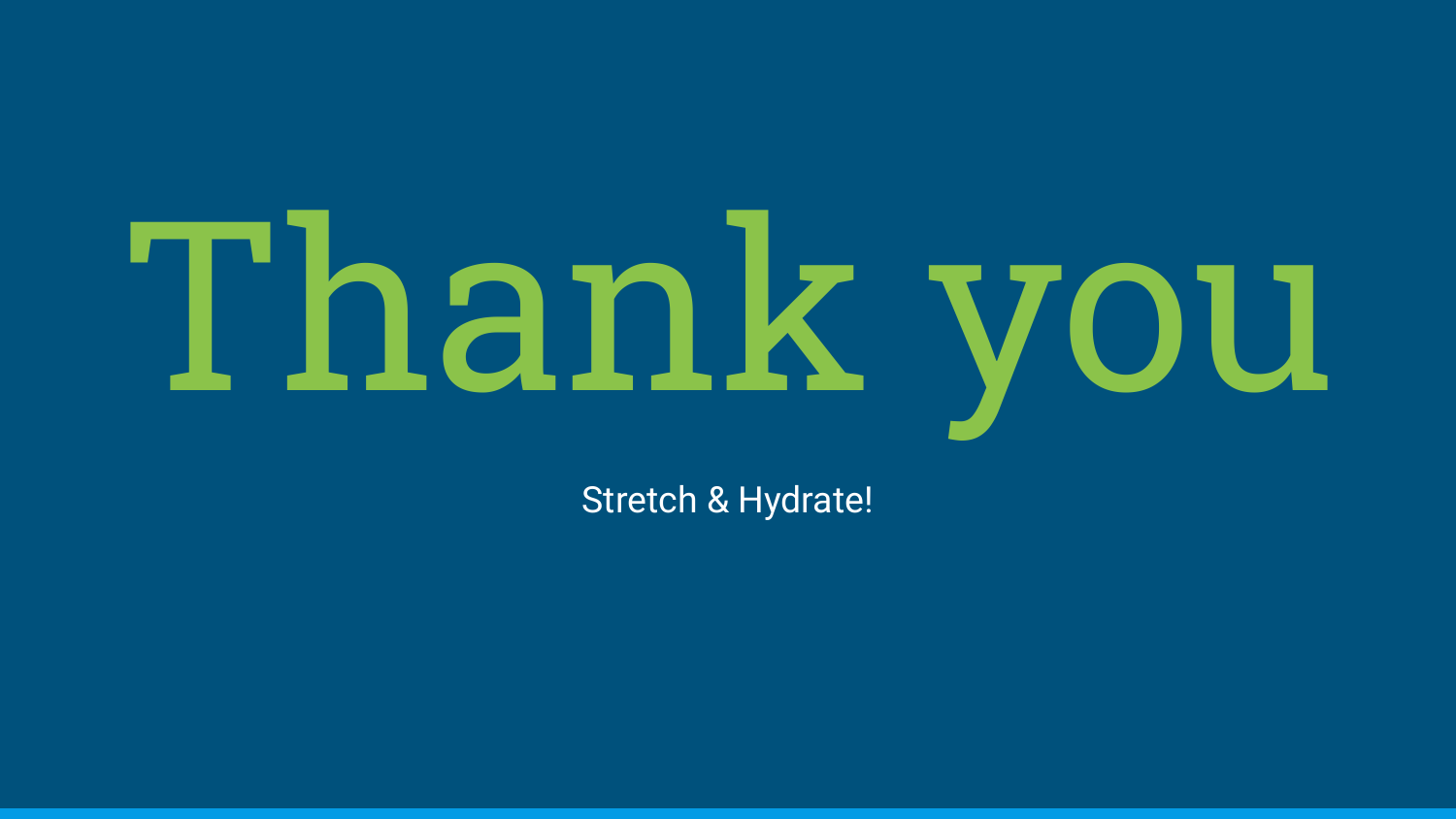# Thank you

Stretch & Hydrate!